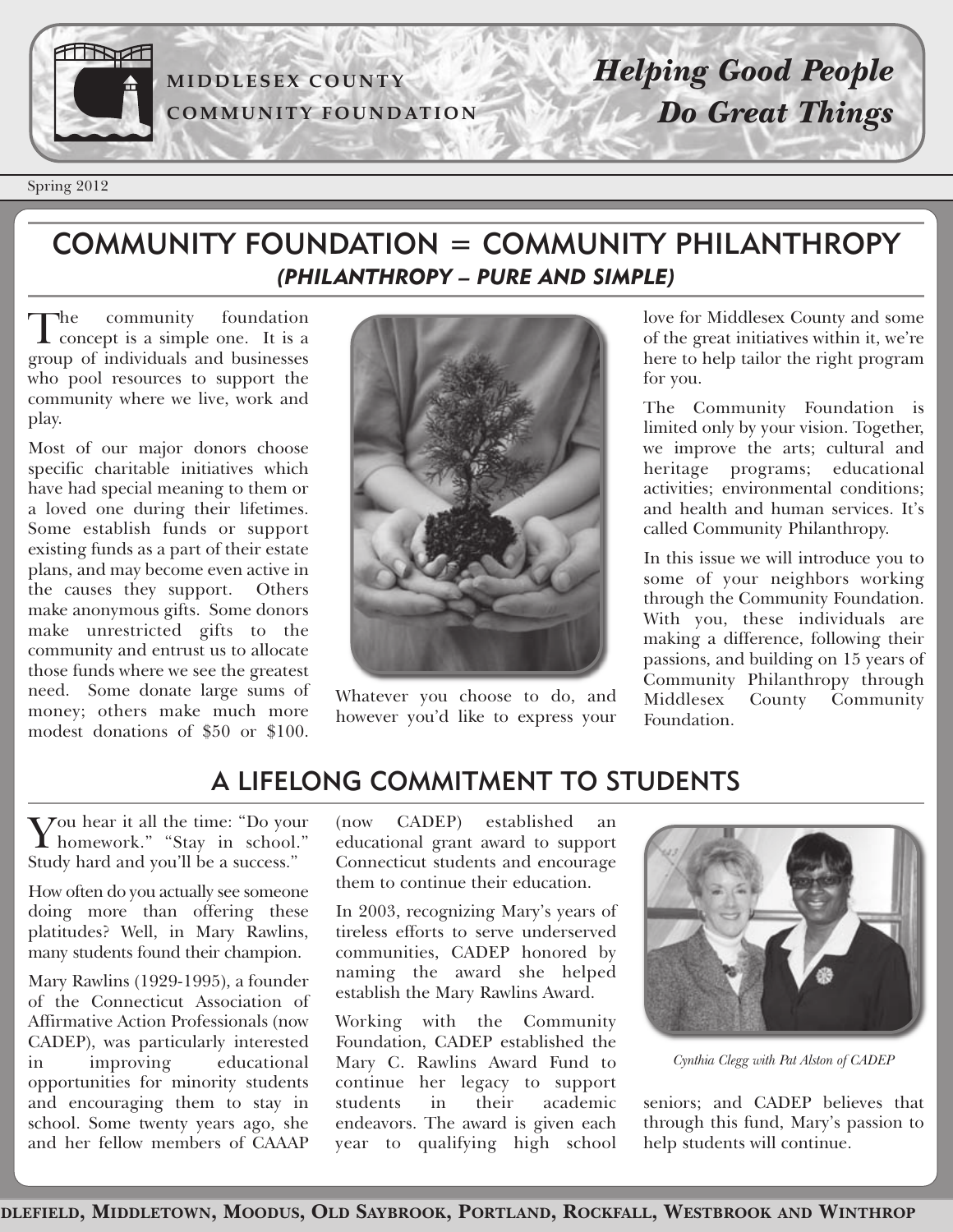# MIDDLESEX COUNTY COMMUNITY FOUNDATION

***Helping Good People Do Great Things***

Spring 2012

## COMMUNITY FOUNDATION = COMMUNITY PHILANTHROPY

### *(PHILANTHROPY – PURE AND SIMPLE)*

The community foundation concept is a simple one. It is a group of individuals and businesses who pool resources to support the community where we live, work and play.

Most of our major donors choose specific charitable initiatives which have had special meaning to them or a loved one during their lifetimes. Some establish funds or support existing funds as a part of their estate plans, and may become even active in the causes they support. Others make anonymous gifts. Some donors make unrestricted gifts to the community and entrust us to allocate those funds where we see the greatest need. Some donate large sums of money; others make much more modest donations of $50 or $100.

Whatever you choose to do, and however you'd like to express your love for Middlesex County and some of the great initiatives within it, we're here to help tailor the right program for you.

The Community Foundation is limited only by your vision. Together, we improve the arts; cultural and heritage programs; educational activities; environmental conditions; and health and human services. It's called Community Philanthropy.

In this issue we will introduce you to some of your neighbors working through the Community Foundation. With you, these individuals are making a difference, following their passions, and building on 15 years of Community Philanthropy through Middlesex County Community Foundation.

## A LIFELONG COMMITMENT TO STUDENTS

You hear it all the time: "Do your homework." "Stay in school." Study hard and you'll be a success."

How often do you actually see someone doing more than offering these platitudes? Well, in Mary Rawlins, many students found their champion.

Mary Rawlins (1929-1995), a founder of the Connecticut Association of Affirmative Action Professionals (now CADEP), was particularly interested in improving educational opportunities for minority students and encouraging them to stay in school. Some twenty years ago, she and her fellow members of CAAAP (now CADEP) established an educational grant award to support Connecticut students and encourage them to continue their education.

In 2003, recognizing Mary's years of tireless efforts to serve underserved communities, CADEP honored by naming the award she helped establish the Mary Rawlins Award.

Working with the Community Foundation, CADEP established the Mary C. Rawlins Award Fund to continue her legacy to support students in their academic endeavors. The award is given each year to qualifying high school seniors; and CADEP believes that through this fund, Mary's passion to help students will continue.

*Cynthia Clegg with Pat Alston of CADEP*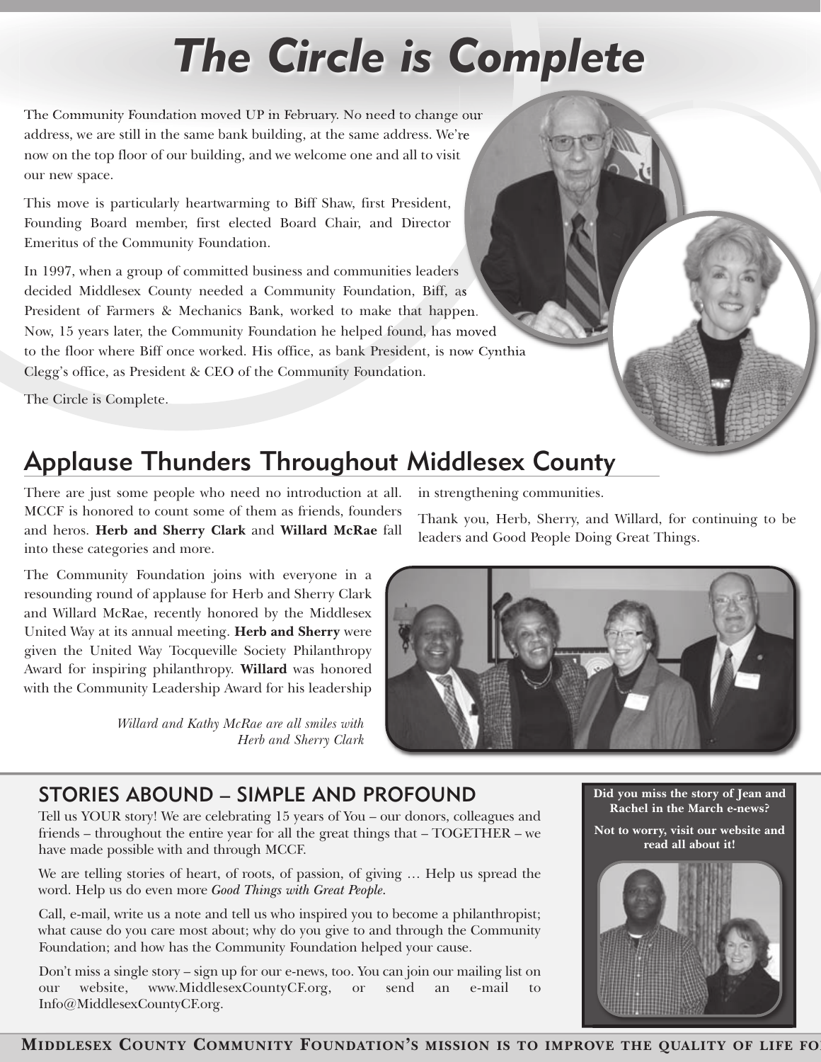# The Circle is Complete

The Community Foundation moved UP in February. No need to change our address, we are still in the same bank building, at the same address. We're now on the top floor of our building, and we welcome one and all to visit our new space.

This move is particularly heartwarming to Biff Shaw, first President, Founding Board member, first elected Board Chair, and Director Emeritus of the Community Foundation.

In 1997, when a group of committed business and communities leaders decided Middlesex County needed a Community Foundation, Biff, as President of Farmers & Mechanics Bank, worked to make that happen. Now, 15 years later, the Community Foundation he helped found, has moved to the floor where Biff once worked. His office, as bank President, is now Cynthia Clegg's office, as President & CEO of the Community Foundation.

The Circle is Complete.

## Applause Thunders Throughout Middlesex County

There are just some people who need no introduction at all. MCCF is honored to count some of them as friends, founders and heros. **Herb and Sherry Clark** and **Willard McRae** fall into these categories and more.

The Community Foundation joins with everyone in a resounding round of applause for Herb and Sherry Clark and Willard McRae, recently honored by the Middlesex United Way at its annual meeting. **Herb and Sherry** were given the United Way Tocqueville Society Philanthropy Award for inspiring philanthropy. **Willard** was honored with the Community Leadership Award for his leadership in strengthening communities.

Thank you, Herb, Sherry, and Willard, for continuing to be leaders and Good People Doing Great Things.

*Willard and Kathy McRae are all smiles with Herb and Sherry Clark*

## STORIES ABOUND – SIMPLE AND PROFOUND

Tell us YOUR story! We are celebrating 15 years of You – our donors, colleagues and friends – throughout the entire year for all the great things that – TOGETHER – we have made possible with and through MCCF.

We are telling stories of heart, of roots, of passion, of giving … Help us spread the word. Help us do even more *Good Things with Great People.*

Call, e-mail, write us a note and tell us who inspired you to become a philanthropist; what cause do you care most about; why do you give to and through the Community Foundation; and how has the Community Foundation helped your cause.

Don't miss a single story – sign up for our e-news, too. You can join our mailing list on our website, www.MiddlesexCountyCF.org, or send an e-mail to Info@MiddlesexCountyCF.org.

**Did you miss the story of Jean and Rachel in the March e-news?**

**Not to worry, visit our website and read all about it!**

Middlesex County Community Foundation's mission is to improve the quality of life fo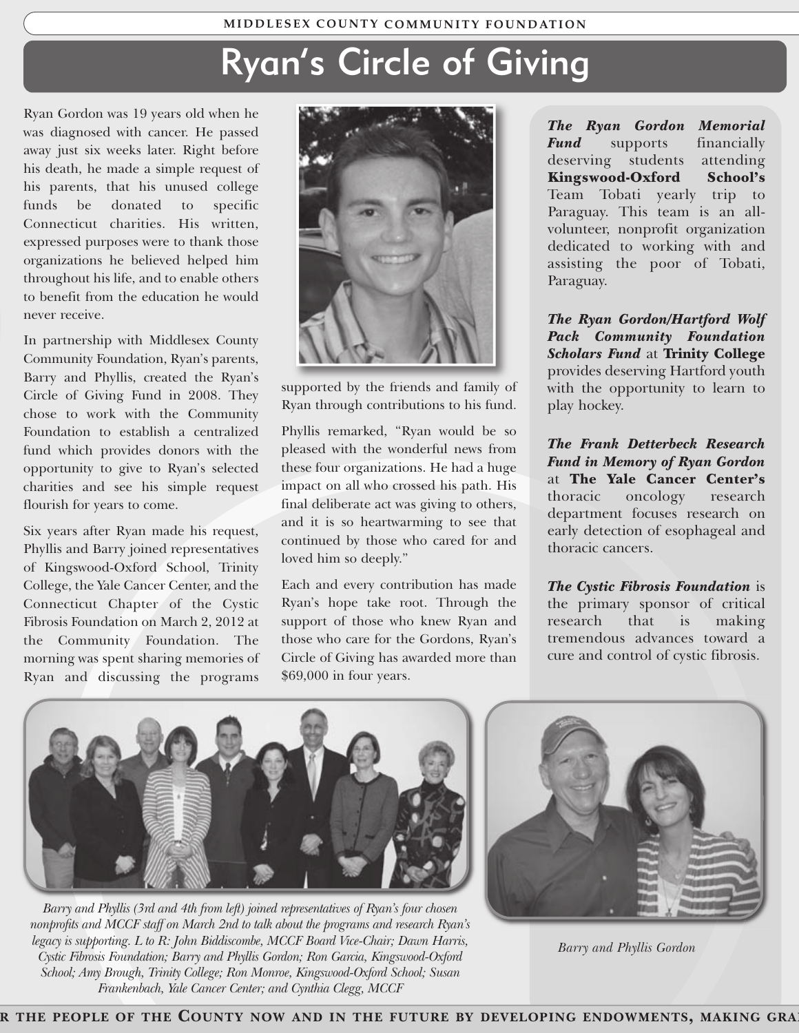# Ryan's Circle of Giving

Ryan Gordon was 19 years old when he was diagnosed with cancer. He passed away just six weeks later. Right before his death, he made a simple request of his parents, that his unused college funds be donated to specific Connecticut charities. His written, expressed purposes were to thank those organizations he believed helped him throughout his life, and to enable others to benefit from the education he would never receive.

In partnership with Middlesex County Community Foundation, Ryan's parents, Barry and Phyllis, created the Ryan's Circle of Giving Fund in 2008. They chose to work with the Community Foundation to establish a centralized fund which provides donors with the opportunity to give to Ryan's selected charities and see his simple request flourish for years to come.

Six years after Ryan made his request, Phyllis and Barry joined representatives of Kingswood-Oxford School, Trinity College, the Yale Cancer Center, and the Connecticut Chapter of the Cystic Fibrosis Foundation on March 2, 2012 at the Community Foundation. The morning was spent sharing memories of Ryan and discussing the programs supported by the friends and family of Ryan through contributions to his fund.

Phyllis remarked, "Ryan would be so pleased with the wonderful news from these four organizations. He had a huge impact on all who crossed his path. His final deliberate act was giving to others, and it is so heartwarming to see that continued by those who cared for and loved him so deeply."

Each and every contribution has made Ryan's hope take root. Through the support of those who knew Ryan and those who care for the Gordons, Ryan's Circle of Giving has awarded more than $69,000 in four years.

***The Ryan Gordon Memorial Fund*** supports financially deserving students attending **Kingswood-Oxford School's** Team Tobati yearly trip to Paraguay. This team is an all-volunteer, nonprofit organization dedicated to working with and assisting the poor of Tobati, Paraguay.

***The Ryan Gordon/Hartford Wolf Pack Community Foundation Scholars Fund*** at **Trinity College** provides deserving Hartford youth with the opportunity to learn to play hockey.

***The Frank Detterbeck Research Fund in Memory of Ryan Gordon*** at **The Yale Cancer Center's** thoracic oncology research department focuses research on early detection of esophageal and thoracic cancers.

***The Cystic Fibrosis Foundation*** is the primary sponsor of critical research that is making tremendous advances toward a cure and control of cystic fibrosis.

*Barry and Phyllis (3rd and 4th from left) joined representatives of Ryan's four chosen nonprofits and MCCF staff on March 2nd to talk about the programs and research Ryan's legacy is supporting. L to R: John Biddiscombe, MCCF Board Vice-Chair; Dawn Harris, Cystic Fibrosis Foundation; Barry and Phyllis Gordon; Ron Garcia, Kingswood-Oxford School; Amy Brough, Trinity College; Ron Monroe, Kingswood-Oxford School; Susan Frankenbach, Yale Cancer Center; and Cynthia Clegg, MCCF*

*Barry and Phyllis Gordon*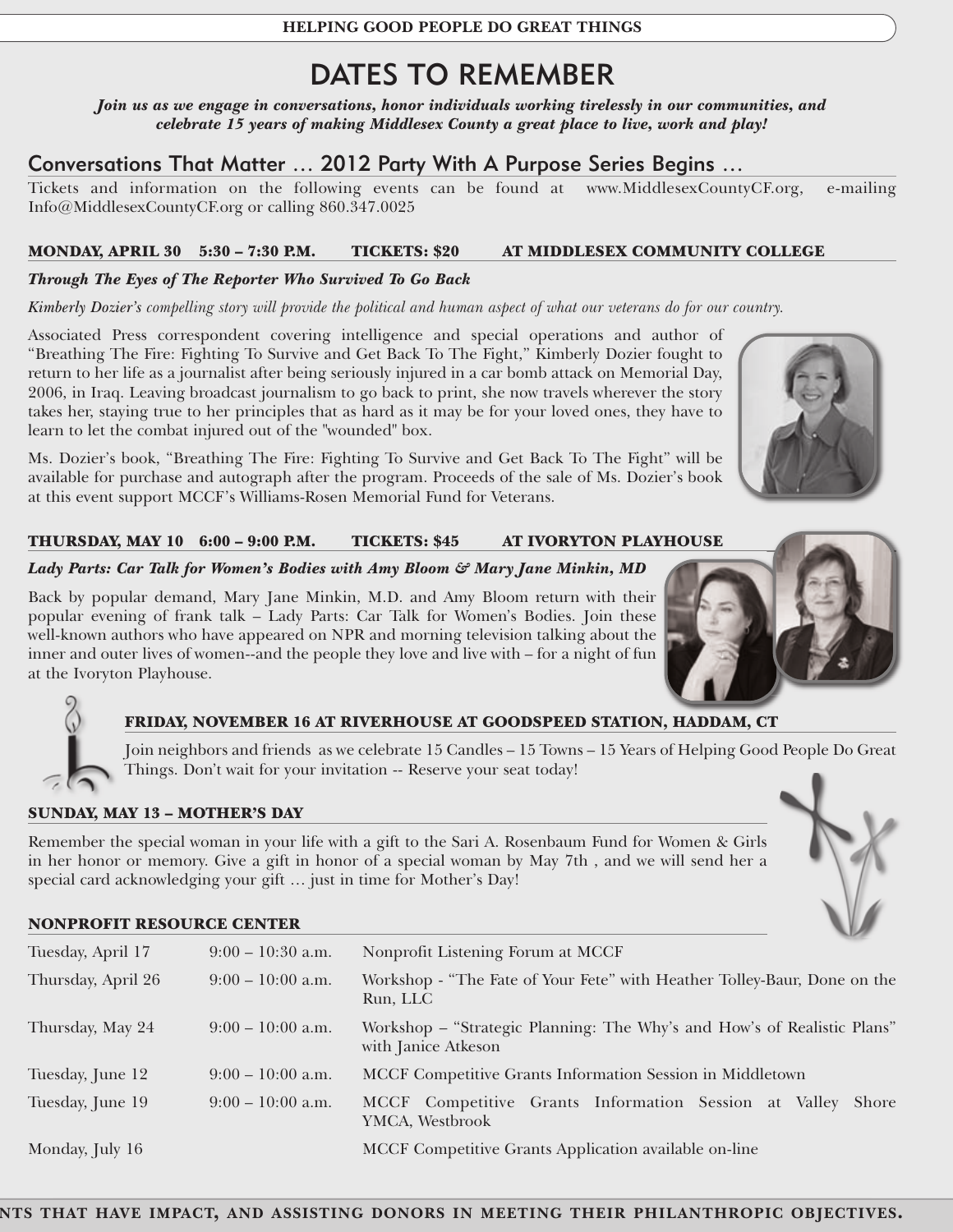# DATES TO REMEMBER

***Join us as we engage in conversations, honor individuals working tirelessly in our communities, and celebrate 15 years of making Middlesex County a great place to live, work and play!***

## Conversations That Matter … 2012 Party With A Purpose Series Begins …

Tickets and information on the following events can be found at www.MiddlesexCountyCF.org, e-mailing Info@MiddlesexCountyCF.org or calling 860.347.0025

**MONDAY, APRIL 30 5:30 – 7:30 P.M. TICKETS: $20 AT MIDDLESEX COMMUNITY COLLEGE**

***Through The Eyes of The Reporter Who Survived To Go Back***

*Kimberly Dozier's compelling story will provide the political and human aspect of what our veterans do for our country.*

Associated Press correspondent covering intelligence and special operations and author of "Breathing The Fire: Fighting To Survive and Get Back To The Fight," Kimberly Dozier fought to return to her life as a journalist after being seriously injured in a car bomb attack on Memorial Day, 2006, in Iraq. Leaving broadcast journalism to go back to print, she now travels wherever the story takes her, staying true to her principles that as hard as it may be for your loved ones, they have to learn to let the combat injured out of the "wounded" box.

Ms. Dozier's book, "Breathing The Fire: Fighting To Survive and Get Back To The Fight" will be available for purchase and autograph after the program. Proceeds of the sale of Ms. Dozier's book at this event support MCCF's Williams-Rosen Memorial Fund for Veterans.

**THURSDAY, MAY 10 6:00 – 9:00 P.M. TICKETS: $45 AT IVORYTON PLAYHOUSE**

***Lady Parts: Car Talk for Women's Bodies with Amy Bloom & Mary Jane Minkin, MD***

Back by popular demand, Mary Jane Minkin, M.D. and Amy Bloom return with their popular evening of frank talk – Lady Parts: Car Talk for Women's Bodies. Join these well-known authors who have appeared on NPR and morning television talking about the inner and outer lives of women--and the people they love and live with – for a night of fun at the Ivoryton Playhouse.

**FRIDAY, NOVEMBER 16 AT RIVERHOUSE AT GOODSPEED STATION, HADDAM, CT**

Join neighbors and friends as we celebrate 15 Candles – 15 Towns – 15 Years of Helping Good People Do Great Things. Don't wait for your invitation -- Reserve your seat today!

**SUNDAY, MAY 13 – MOTHER'S DAY**

Remember the special woman in your life with a gift to the Sari A. Rosenbaum Fund for Women & Girls in her honor or memory. Give a gift in honor of a special woman by May 7th , and we will send her a special card acknowledging your gift … just in time for Mother's Day!

**NONPROFIT RESOURCE CENTER**

| | | |
|---|---|---|
| Tuesday, April 17 | 9:00 – 10:30 a.m. | Nonprofit Listening Forum at MCCF |
| Thursday, April 26 | 9:00 – 10:00 a.m. | Workshop - "The Fate of Your Fete" with Heather Tolley-Baur, Done on the Run, LLC |
| Thursday, May 24 | 9:00 – 10:00 a.m. | Workshop – "Strategic Planning: The Why's and How's of Realistic Plans" with Janice Atkeson |
| Tuesday, June 12 | 9:00 – 10:00 a.m. | MCCF Competitive Grants Information Session in Middletown |
| Tuesday, June 19 | 9:00 – 10:00 a.m. | MCCF Competitive Grants Information Session at Valley Shore YMCA, Westbrook |
| Monday, July 16 | | MCCF Competitive Grants Application available on-line |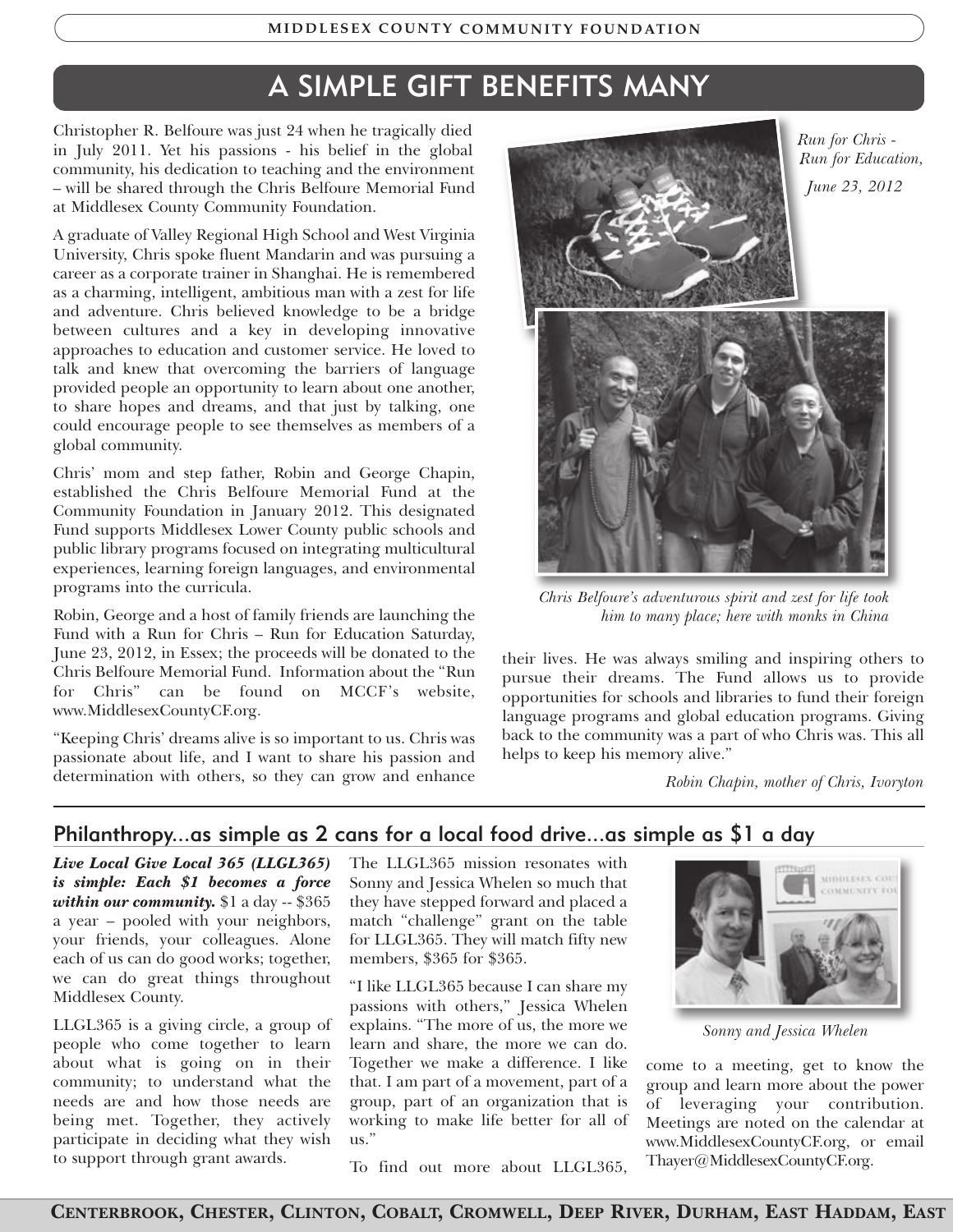# A SIMPLE GIFT BENEFITS MANY

Christopher R. Belfoure was just 24 when he tragically died in July 2011. Yet his passions - his belief in the global community, his dedication to teaching and the environment – will be shared through the Chris Belfoure Memorial Fund at Middlesex County Community Foundation.

A graduate of Valley Regional High School and West Virginia University, Chris spoke fluent Mandarin and was pursuing a career as a corporate trainer in Shanghai. He is remembered as a charming, intelligent, ambitious man with a zest for life and adventure. Chris believed knowledge to be a bridge between cultures and a key in developing innovative approaches to education and customer service. He loved to talk and knew that overcoming the barriers of language provided people an opportunity to learn about one another, to share hopes and dreams, and that just by talking, one could encourage people to see themselves as members of a global community.

Chris' mom and step father, Robin and George Chapin, established the Chris Belfoure Memorial Fund at the Community Foundation in January 2012. This designated Fund supports Middlesex Lower County public schools and public library programs focused on integrating multicultural experiences, learning foreign languages, and environmental programs into the curricula.

Robin, George and a host of family friends are launching the Fund with a Run for Chris – Run for Education Saturday, June 23, 2012, in Essex; the proceeds will be donated to the Chris Belfoure Memorial Fund. Information about the "Run for Chris" can be found on MCCF's website, www.MiddlesexCountyCF.org.

"Keeping Chris' dreams alive is so important to us. Chris was passionate about life, and I want to share his passion and determination with others, so they can grow and enhance their lives. He was always smiling and inspiring others to pursue their dreams. The Fund allows us to provide opportunities for schools and libraries to fund their foreign language programs and global education programs. Giving back to the community was a part of who Chris was. This all helps to keep his memory alive."

*Robin Chapin, mother of Chris, Ivoryton*

*Run for Chris - Run for Education, June 23, 2012*

*Chris Belfoure's adventurous spirit and zest for life took him to many place; here with monks in China*

## Philanthropy...as simple as 2 cans for a local food drive...as simple as $1 a day

***Live Local Give Local 365 (LLGL365) is simple: Each $1 becomes a force within our community.*** $1 a day -- $365 a year – pooled with your neighbors, your friends, your colleagues. Alone each of us can do good works; together, we can do great things throughout Middlesex County.

LLGL365 is a giving circle, a group of people who come together to learn about what is going on in their community; to understand what the needs are and how those needs are being met. Together, they actively participate in deciding what they wish to support through grant awards.

The LLGL365 mission resonates with Sonny and Jessica Whelen so much that they have stepped forward and placed a match "challenge" grant on the table for LLGL365. They will match fifty new members, $365 for $365.

"I like LLGL365 because I can share my passions with others," Jessica Whelen explains. "The more of us, the more we learn and share, the more we can do. Together we make a difference. I like that. I am part of a movement, part of a group, part of an organization that is working to make life better for all of us."

To find out more about LLGL365, come to a meeting, get to know the group and learn more about the power of leveraging your contribution. Meetings are noted on the calendar at www.MiddlesexCountyCF.org, or email Thayer@MiddlesexCountyCF.org.

*Sonny and Jessica Whelen*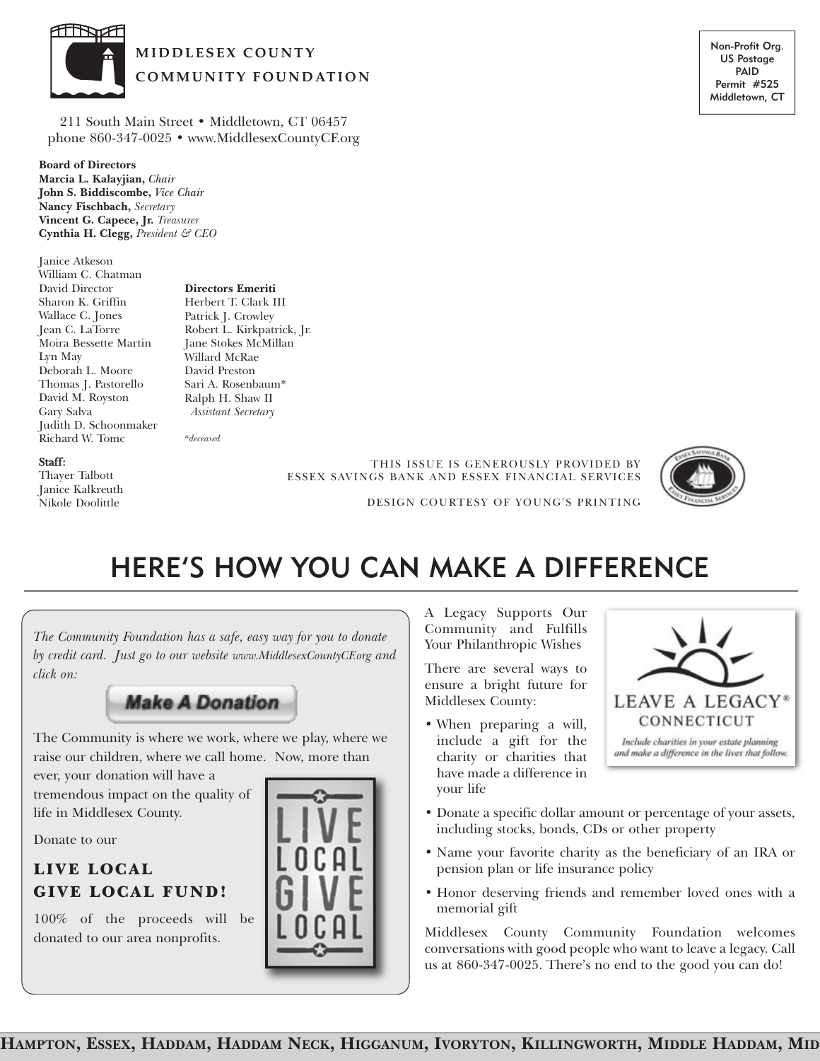MIDDLESEX COUNTY COMMUNITY FOUNDATION

211 South Main Street • Middletown, CT 06457
phone 860-347-0025 • www.MiddlesexCountyCF.org

Non-Profit Org.
US Postage
PAID
Permit #525
Middletown, CT

**Board of Directors**
**Marcia L. Kalayjian,** *Chair*
**John S. Biddiscombe,** *Vice Chair*
**Nancy Fischbach,** *Secretary*
**Vincent G. Capece, Jr.** *Treasurer*
**Cynthia H. Clegg,** *President & CEO*

Janice Atkeson
William C. Chatman
David Director
Sharon K. Griffin
Wallace C. Jones
Jean C. LaTorre
Moira Bessette Martin
Lyn May
Deborah L. Moore
Thomas J. Pastorello
David M. Royston
Gary Salva
Judith D. Schoonmaker
Richard W. Tomc

**Directors Emeriti**
Herbert T. Clark III
Patrick J. Crowley
Robert L. Kirkpatrick, Jr.
Jane Stokes McMillan
Willard McRae
David Preston
Sari A. Rosenbaum*
Ralph H. Shaw II
*Assistant Secretary*

*\*deceased*

**Staff:**
Thayer Talbott
Janice Kalkreuth
Nikole Doolittle

THIS ISSUE IS GENEROUSLY PROVIDED BY ESSEX SAVINGS BANK AND ESSEX FINANCIAL SERVICES

DESIGN COURTESY OF YOUNG'S PRINTING

# HERE'S HOW YOU CAN MAKE A DIFFERENCE

*The Community Foundation has a safe, easy way for you to donate by credit card. Just go to our website www.MiddlesexCountyCF.org and click on:*

**Make A Donation**

The Community is where we work, where we play, where we raise our children, where we call home. Now, more than ever, your donation will have a tremendous impact on the quality of life in Middlesex County.

Donate to our

**LIVE LOCAL GIVE LOCAL FUND!**

100% of the proceeds will be donated to our area nonprofits.

LIVE LOCAL GIVE LOCAL

A Legacy Supports Our Community and Fulfills Your Philanthropic Wishes

There are several ways to ensure a bright future for Middlesex County:

- When preparing a will, include a gift for the charity or charities that have made a difference in your life
- Donate a specific dollar amount or percentage of your assets, including stocks, bonds, CDs or other property
- Name your favorite charity as the beneficiary of an IRA or pension plan or life insurance policy
- Honor deserving friends and remember loved ones with a memorial gift

LEAVE A LEGACY® CONNECTICUT
*Include charities in your estate planning and make a difference in the lives that follow.*

Middlesex County Community Foundation welcomes conversations with good people who want to leave a legacy. Call us at 860-347-0025. There's no end to the good you can do!

**Hampton, Essex, Haddam, Haddam Neck, Higganum, Ivoryton, Killingworth, Middle Haddam, Mid**